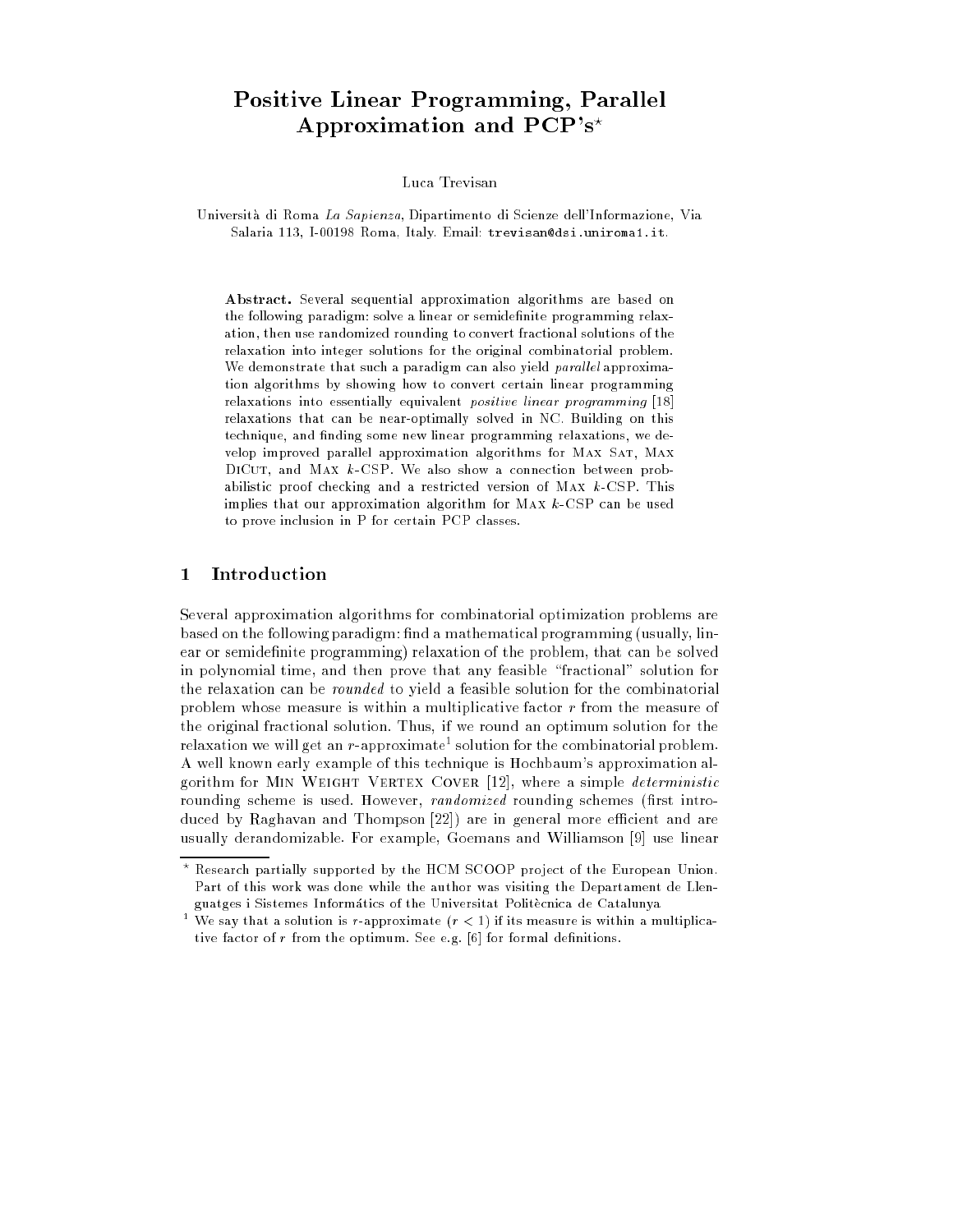# Positive Linear Programming, Parallel Approximation and PCP's*

Luca Trevisan

Università di Roma *La Sapienza*, Dipartimento di Scienze dell'Informazione, Via Salaria 113, I-00198 Roma, Italy. Email: trevisan@dsi.uniroma1.it.

**Abstract.** Several sequential approximation algorithms are based on the following paradigm: solve a linear or semidefinite programming relaxation, then use randomized rounding to convert fractional solutions of the relaxation into integer solutions for the original combinatorial problem. We demonstrate that such a paradigm can also yield *parallel* approximation algorithms by showing how to convert certain linear programming relaxations into essentially equivalent *positive linear programming* [18] relaxations that can be near-optimally solved in NC. Building on this technique, and finding some new linear programming relaxations, we develop improved parallel approximation algorithms for Max Sat, Max DiCut, and Max $k$-CSP. We also show a connection between probabilistic proof checking and a restricted version of Max $k$-CSP. This implies that our approximation algorithm for Max $k$-CSP can be used to prove inclusion in P for certain PCP classes.

## 1 Introduction

Several approximation algorithms for combinatorial optimization problems are based on the following paradigm: find a mathematical programming (usually, linear or semidefinite programming) relaxation of the problem, that can be solved in polynomial time, and then prove that any feasible "fractional" solution for the relaxation can be *rounded* to yield a feasible solution for the combinatorial problem whose measure is within a multiplicative factor $r$ from the measure of the original fractional solution. Thus, if we round an optimum solution for the relaxation we will get an $r$-approximate[1] solution for the combinatorial problem. A well known early example of this technique is Hochbaum's approximation algorithm for Min Weight Vertex Cover [12], where a simple *deterministic* rounding scheme is used. However, *randomized* rounding schemes (first introduced by Raghavan and Thompson [22]) are in general more efficient and are usually derandomizable. For example, Goemans and Williamson [9] use linear

---

* Research partially supported by the HCM SCOOP project of the European Union. Part of this work was done while the author was visiting the Departament de Llenguatges i Sistemes Informàtics of the Universitat Politècnica de Catalunya

[1] We say that a solution is $r$-approximate ($r < 1$) if its measure is within a multiplicative factor of $r$ from the optimum. See e.g. [6] for formal definitions.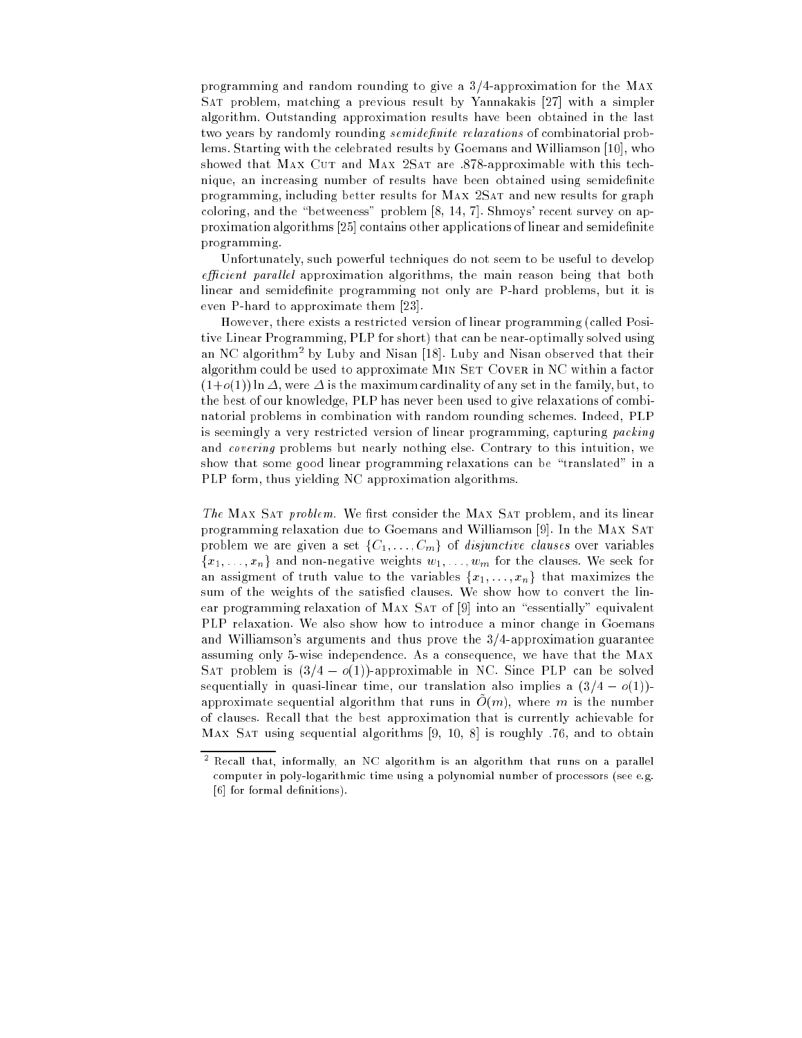programming and random rounding to give a 3/4-approximation for the Max Sat problem, matching a previous result by Yannakakis [27] with a simpler algorithm. Outstanding approximation results have been obtained in the last two years by randomly rounding *semidefinite relaxations* of combinatorial problems. Starting with the celebrated results by Goemans and Williamson [10], who showed that Max Cut and Max 2Sat are .878-approximable with this technique, an increasing number of results have been obtained using semidefinite programming, including better results for Max 2Sat and new results for graph coloring, and the "betweeness" problem [8, 14, 7]. Shmoys' recent survey on approximation algorithms [25] contains other applications of linear and semidefinite programming.

Unfortunately, such powerful techniques do not seem to be useful to develop *efficient parallel* approximation algorithms, the main reason being that both linear and semidefinite programming not only are P-hard problems, but it is even P-hard to approximate them [23].

However, there exists a restricted version of linear programming (called Positive Linear Programming, PLP for short) that can be near-optimally solved using an NC algorithm[2] by Luby and Nisan [18]. Luby and Nisan observed that their algorithm could be used to approximate Min Set Cover in NC within a factor $(1+o(1))\ln \Delta$, were $\Delta$ is the maximum cardinality of any set in the family, but, to the best of our knowledge, PLP has never been used to give relaxations of combinatorial problems in combination with random rounding schemes. Indeed, PLP is seemingly a very restricted version of linear programming, capturing *packing* and *covering* problems but nearly nothing else. Contrary to this intuition, we show that some good linear programming relaxations can be "translated" in a PLP form, thus yielding NC approximation algorithms.

*The* Max Sat *problem.* We first consider the Max Sat problem, and its linear programming relaxation due to Goemans and Williamson [9]. In the Max Sat problem we are given a set $\{C_1, \ldots, C_m\}$ of *disjunctive clauses* over variables $\{x_1, \ldots, x_n\}$ and non-negative weights $w_1, \ldots, w_m$ for the clauses. We seek for an assigment of truth value to the variables $\{x_1, \ldots, x_n\}$ that maximizes the sum of the weights of the satisfied clauses. We show how to convert the linear programming relaxation of Max Sat of [9] into an "essentially" equivalent PLP relaxation. We also show how to introduce a minor change in Goemans and Williamson's arguments and thus prove the 3/4-approximation guarantee assuming only 5-wise independence. As a consequence, we have that the Max Sat problem is $(3/4 - o(1))$-approximable in NC. Since PLP can be solved sequentially in quasi-linear time, our translation also implies a $(3/4 - o(1))$-approximate sequential algorithm that runs in $\tilde{O}(m)$, where $m$ is the number of clauses. Recall that the best approximation that is currently achievable for Max Sat using sequential algorithms [9, 10, 8] is roughly .76, and to obtain

[2] Recall that, informally, an NC algorithm is an algorithm that runs on a parallel computer in poly-logarithmic time using a polynomial number of processors (see e.g. [6] for formal definitions).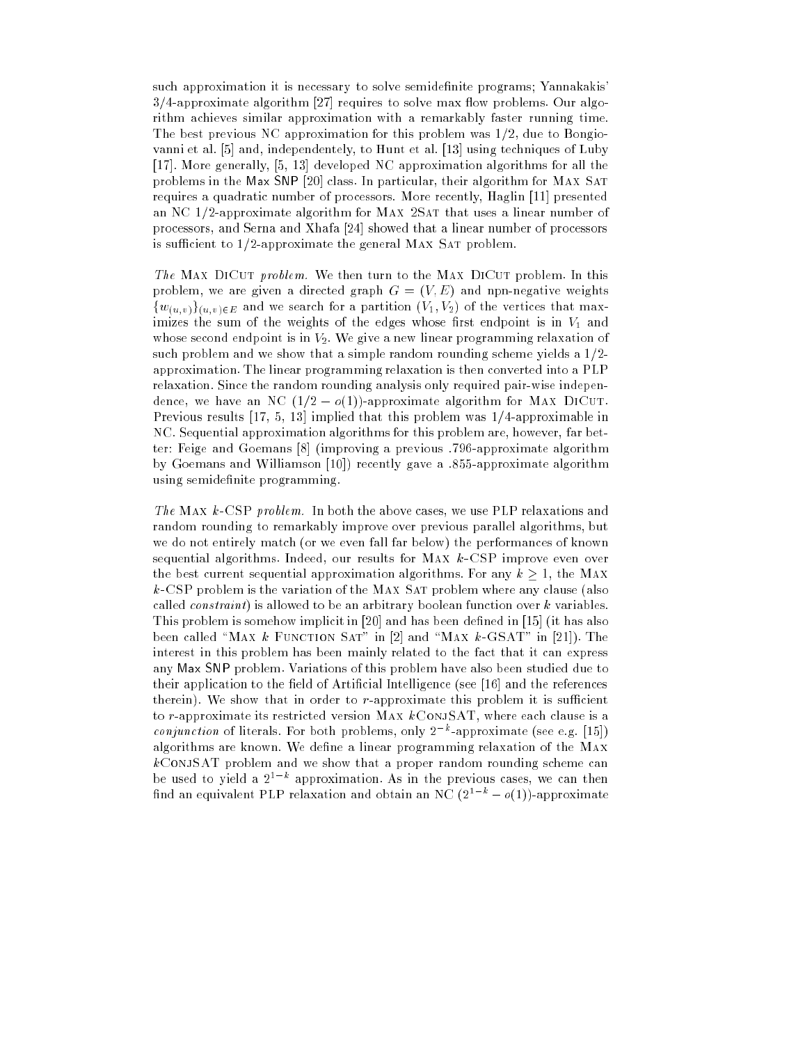such approximation it is necessary to solve semidefinite programs; Yannakakis' 3/4-approximate algorithm [27] requires to solve max flow problems. Our algorithm achieves similar approximation with a remarkably faster running time. The best previous NC approximation for this problem was 1/2, due to Bongiovanni et al. [5] and, independentely, to Hunt et al. [13] using techniques of Luby [17]. More generally, [5, 13] developed NC approximation algorithms for all the problems in the Max SNP [20] class. In particular, their algorithm for Max Sat requires a quadratic number of processors. More recently, Haglin [11] presented an NC 1/2-approximate algorithm for Max 2Sat that uses a linear number of processors, and Serna and Xhafa [24] showed that a linear number of processors is sufficient to 1/2-approximate the general Max Sat problem.

*The* Max DiCut *problem.* We then turn to the Max DiCut problem. In this problem, we are given a directed graph $G = (V, E)$ and npn-negative weights $\{w_{(u,v)}\}_{(u,v)\in E}$ and we search for a partition $(V_1, V_2)$ of the vertices that maximizes the sum of the weights of the edges whose first endpoint is in $V_1$ and whose second endpoint is in $V_2$. We give a new linear programming relaxation of such problem and we show that a simple random rounding scheme yields a 1/2-approximation. The linear programming relaxation is then converted into a PLP relaxation. Since the random rounding analysis only required pair-wise independence, we have an NC $(1/2 - o(1))$-approximate algorithm for Max DiCut. Previous results [17, 5, 13] implied that this problem was 1/4-approximable in NC. Sequential approximation algorithms for this problem are, however, far better: Feige and Goemans [8] (improving a previous .796-approximate algorithm by Goemans and Williamson [10]) recently gave a .855-approximate algorithm using semidefinite programming.

*The* Max $k$-CSP *problem.* In both the above cases, we use PLP relaxations and random rounding to remarkably improve over previous parallel algorithms, but we do not entirely match (or we even fall far below) the performances of known sequential algorithms. Indeed, our results for Max $k$-CSP improve even over the best current sequential approximation algorithms. For any $k \geq 1$, the Max $k$-CSP problem is the variation of the Max Sat problem where any clause (also called *constraint*) is allowed to be an arbitrary boolean function over $k$ variables. This problem is somehow implicit in [20] and has been defined in [15] (it has also been called "Max $k$ Function Sat" in [2] and "Max $k$-GSAT" in [21]). The interest in this problem has been mainly related to the fact that it can express any Max SNP problem. Variations of this problem have also been studied due to their application to the field of Artificial Intelligence (see [16] and the references therein). We show that in order to $r$-approximate this problem it is sufficient to $r$-approximate its restricted version Max $k$ConjSAT, where each clause is a *conjunction* of literals. For both problems, only $2^{-k}$-approximate (see e.g. [15]) algorithms are known. We define a linear programming relaxation of the Max $k$ConjSAT problem and we show that a proper random rounding scheme can be used to yield a $2^{1-k}$ approximation. As in the previous cases, we can then find an equivalent PLP relaxation and obtain an NC $(2^{1-k} - o(1))$-approximate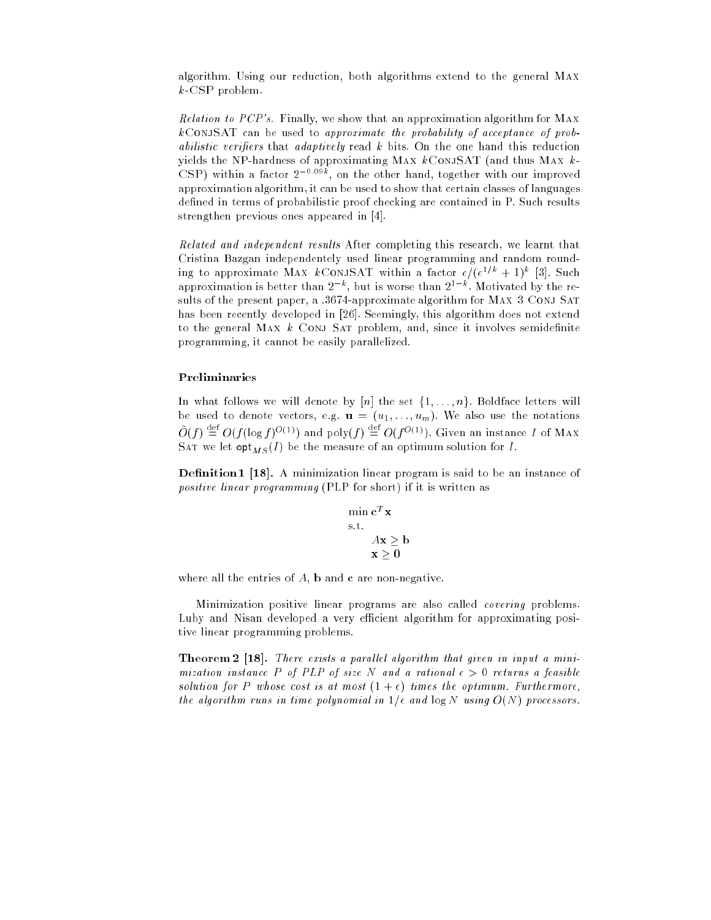algorithm. Using our reduction, both algorithms extend to the general Max $k$-CSP problem.

*Relation to PCP's.* Finally, we show that an approximation algorithm for Max $k$ConjSAT can be used to *approximate the probability of acceptance of probabilistic verifiers* that *adaptively* read $k$ bits. On the one hand this reduction yields the NP-hardness of approximating Max $k$ConjSAT (and thus Max $k$-CSP) within a factor $2^{-0.09k}$, on the other hand, together with our improved approximation algorithm, it can be used to show that certain classes of languages defined in terms of probabilistic proof checking are contained in P. Such results strengthen previous ones appeared in [4].

*Related and independent results* After completing this research, we learnt that Cristina Bazgan independentely used linear programming and random rounding to approximate Max $k$ConjSAT within a factor $e/(e^{1/k}+1)^k$ [3]. Such approximation is better than $2^{-k}$, but is worse than $2^{1-k}$. Motivated by the results of the present paper, a .3674-approximate algorithm for Max 3 Conj Sat has been recently developed in [26]. Seemingly, this algorithm does not extend to the general Max $k$ Conj Sat problem, and, since it involves semidefinite programming, it cannot be easily parallelized.

### Preliminaries

In what follows we will denote by $[n]$ the set $\{1, \ldots, n\}$. Boldface letters will be used to denote vectors, e.g. $\mathbf{u} = (u_1, \ldots, u_m)$. We also use the notations $\tilde{O}(f) \stackrel{\text{def}}{=} O(f(\log f)^{O(1)})$ and $\text{poly}(f) \stackrel{\text{def}}{=} O(f^{O(1)})$. Given an instance $I$ of Max Sat we let $\mathsf{opt}_{MS}(I)$ be the measure of an optimum solution for $I$.

**Definition 1 [18].** A minimization linear program is said to be an instance of *positive linear programming* (PLP for short) if it is written as

$$
\begin{aligned}
&\min \mathbf{c}^T\mathbf{x} \\
&\text{s.t.} \\
&\qquad A\mathbf{x} \geq \mathbf{b} \\
&\qquad \mathbf{x} \geq \mathbf{0}
\end{aligned}
$$

where all the entries of $A$, $\mathbf{b}$ and $\mathbf{c}$ are non-negative.

Minimization positive linear programs are also called *covering* problems. Luby and Nisan developed a very efficient algorithm for approximating positive linear programming problems.

**Theorem 2 [18].** *There exists a parallel algorithm that given in input a minimization instance $P$ of PLP of size $N$ and a rational $\epsilon > 0$ returns a feasible solution for $P$ whose cost is at most $(1+\epsilon)$ times the optimum. Furthermore, the algorithm runs in time polynomial in $1/\epsilon$ and $\log N$ using $O(N)$ processors.*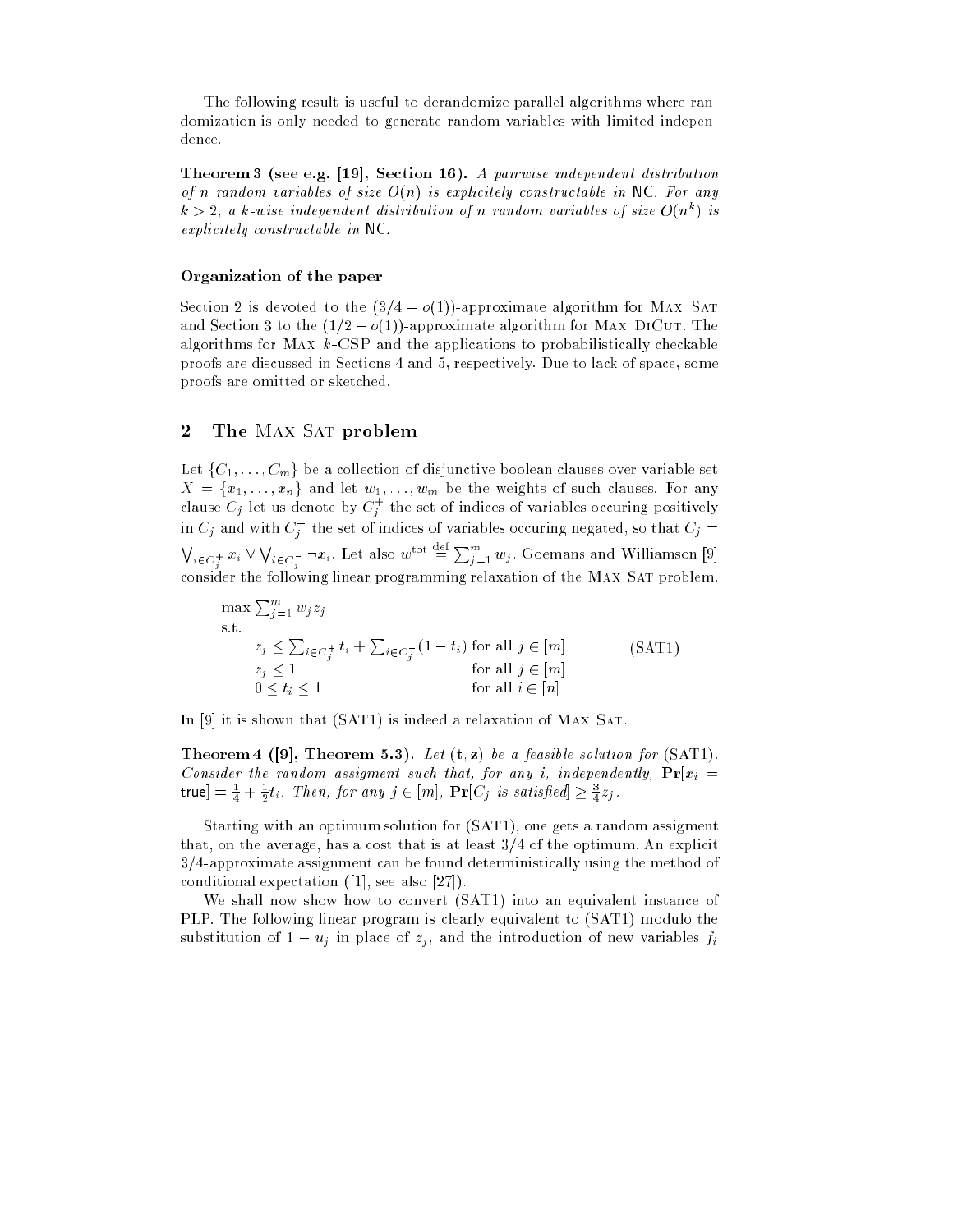The following result is useful to derandomize parallel algorithms where randomization is only needed to generate random variables with limited independence.

**Theorem 3 (see e.g. [19], Section 16).** *A pairwise independent distribution of $n$ random variables of size $O(n)$ is explicitely constructable in* NC*. For any $k > 2$, a $k$-wise independent distribution of $n$ random variables of size $O(n^k)$ is explicitely constructable in* NC*.*

#### Organization of the paper

Section 2 is devoted to the $(3/4 - o(1))$-approximate algorithm for Max Sat and Section 3 to the $(1/2 - o(1))$-approximate algorithm for Max DiCut. The algorithms for Max $k$-CSP and the applications to probabilistically checkable proofs are discussed in Sections 4 and 5, respectively. Due to lack of space, some proofs are omitted or sketched.

## 2 The Max Sat problem

Let $\{C_1, \ldots, C_m\}$ be a collection of disjunctive boolean clauses over variable set $X = \{x_1, \ldots, x_n\}$ and let $w_1, \ldots, w_m$ be the weights of such clauses. For any clause $C_j$ let us denote by $C_j^+$ the set of indices of variables occuring positively in $C_j$ and with $C_j^-$ the set of indices of variables occuring negated, so that $C_j = \bigvee_{i \in C_j^+} x_i \vee \bigvee_{i \in C_j^-} \neg x_i$. Let also $w^{\text{tot}} \stackrel{\text{def}}{=} \sum_{j=1}^m w_j$. Goemans and Williamson [9] consider the following linear programming relaxation of the Max Sat problem.

$$
\begin{array}{lll}
\max \sum_{j=1}^m w_j z_j & & \\
\text{s.t.} & & \\
\quad z_j \leq \sum_{i \in C_j^+} t_i + \sum_{i \in C_j^-} (1 - t_i) & \text{for all } j \in [m] & \quad \text{(SAT1)} \\
\quad z_j \leq 1 & \text{for all } j \in [m] & \\
\quad 0 \leq t_i \leq 1 & \text{for all } i \in [n] &
\end{array}
$$

In [9] it is shown that (SAT1) is indeed a relaxation of Max Sat.

**Theorem 4 ([9], Theorem 5.3).** *Let $(\mathbf{t}, \mathbf{z})$ be a feasible solution for* (SAT1)*. Consider the random assigment such that, for any $i$, independently, $\mathbf{Pr}[x_i = \mathsf{true}] = \frac{1}{4} + \frac{1}{2} t_i$. Then, for any $j \in [m]$, $\mathbf{Pr}[C_j \text{ is satisfied}] \geq \frac{3}{4} z_j$.*

Starting with an optimum solution for (SAT1), one gets a random assigment that, on the average, has a cost that is at least 3/4 of the optimum. An explicit 3/4-approximate assignment can be found deterministically using the method of conditional expectation ([1], see also [27]).

We shall now show how to convert (SAT1) into an equivalent instance of PLP. The following linear program is clearly equivalent to (SAT1) modulo the substitution of $1 - u_j$ in place of $z_j$, and the introduction of new variables $f_i$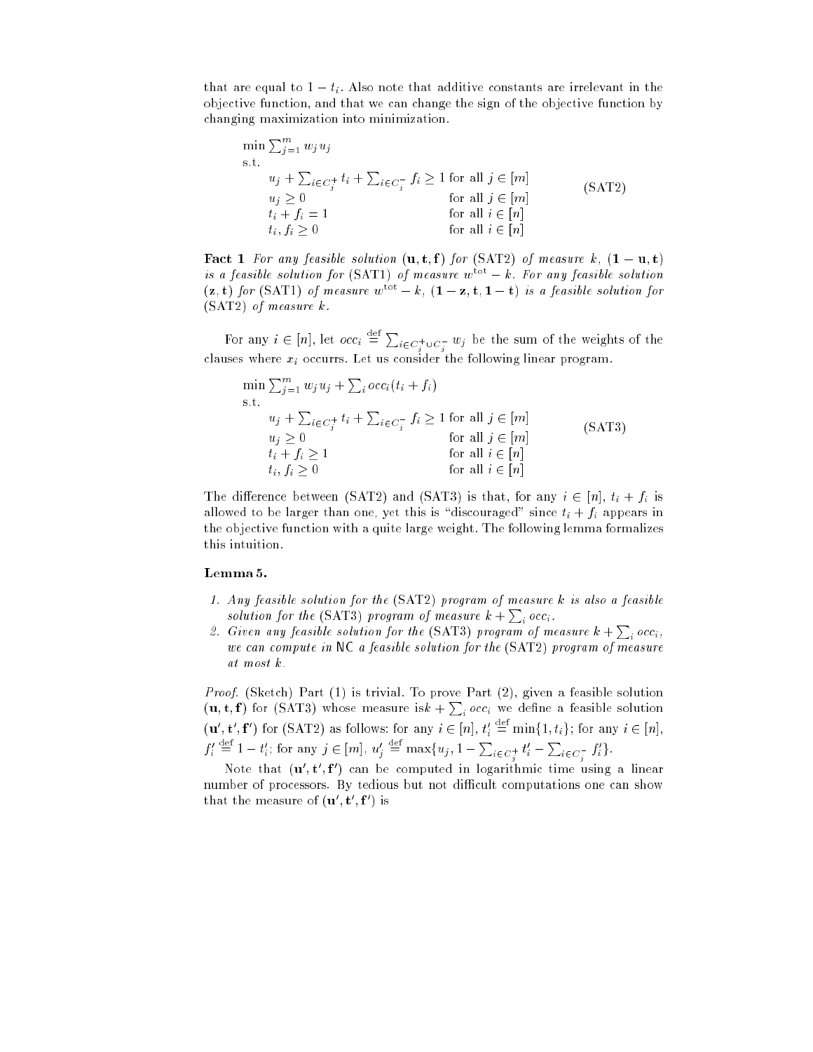that are equal to $1 - t_i$. Also note that additive constants are irrelevant in the objective function, and that we can change the sign of the objective function by changing maximization into minimization.

$$
\begin{array}{lll}
\min \sum_{j=1}^{m} w_j u_j & & \\
\text{s.t.} & & \\
\quad u_j + \sum_{i \in C_j^+} t_i + \sum_{i \in C_j^-} f_i \geq 1 & \text{for all } j \in [m] & \\
\quad u_j \geq 0 & \text{for all } j \in [m] & \quad \text{(SAT2)} \\
\quad t_i + f_i = 1 & \text{for all } i \in [n] & \\
\quad t_i, f_i \geq 0 & \text{for all } i \in [n] &
\end{array}
$$

**Fact 1** *For any feasible solution* $(\mathbf{u}, \mathbf{t}, \mathbf{f})$ *for* (SAT2) *of measure* $k$, $(\mathbf{1} - \mathbf{u}, \mathbf{t})$ *is a feasible solution for* (SAT1) *of measure* $w^{\text{tot}} - k$. *For any feasible solution* $(\mathbf{z}, \mathbf{t})$ *for* (SAT1) *of measure* $w^{\text{tot}} - k$, $(\mathbf{1} - \mathbf{z}, \mathbf{t}, \mathbf{1} - \mathbf{t})$ *is a feasible solution for* (SAT2) *of measure* $k$.

For any $i \in [n]$, let $occ_i \stackrel{\text{def}}{=} \sum_{i \in C_j^+ \cup C_j^-} w_j$ be the sum of the weights of the clauses where $x_i$ occurrs. Let us consider the following linear program.

$$
\begin{array}{lll}
\min \sum_{j=1}^{m} w_j u_j + \sum_i occ_i (t_i + f_i) & & \\
\text{s.t.} & & \\
\quad u_j + \sum_{i \in C_j^+} t_i + \sum_{i \in C_j^-} f_i \geq 1 & \text{for all } j \in [m] & \\
\quad u_j \geq 0 & \text{for all } j \in [m] & \quad \text{(SAT3)} \\
\quad t_i + f_i \geq 1 & \text{for all } i \in [n] & \\
\quad t_i, f_i \geq 0 & \text{for all } i \in [n] &
\end{array}
$$

The difference between (SAT2) and (SAT3) is that, for any $i \in [n]$, $t_i + f_i$ is allowed to be larger than one, yet this is "discouraged" since $t_i + f_i$ appears in the objective function with a quite large weight. The following lemma formalizes this intuition.

**Lemma 5.**

1. *Any feasible solution for the* (SAT2) *program of measure* $k$ *is also a feasible solution for the* (SAT3) *program of measure* $k + \sum_i occ_i$.
2. *Given any feasible solution for the* (SAT3) *program of measure* $k + \sum_i occ_i$, *we can compute in* NC *a feasible solution for the* (SAT2) *program of measure at most* $k$.

*Proof.* (Sketch) Part (1) is trivial. To prove Part (2), given a feasible solution $(\mathbf{u}, \mathbf{t}, \mathbf{f})$ for (SAT3) whose measure is$k + \sum_i occ_i$ we define a feasible solution $(\mathbf{u}', \mathbf{t}', \mathbf{f}')$ for (SAT2) as follows: for any $i \in [n]$, $t_i' \stackrel{\text{def}}{=} \min\{1, t_i\}$; for any $i \in [n]$, $f_i' \stackrel{\text{def}}{=} 1 - t_i'$; for any $j \in [m]$, $u_j' \stackrel{\text{def}}{=} \max\{u_j, 1 - \sum_{i \in C_j^+} t_i' - \sum_{i \in C_j^-} f_i'\}$.

Note that $(\mathbf{u}', \mathbf{t}', \mathbf{f}')$ can be computed in logarithmic time using a linear number of processors. By tedious but not difficult computations one can show that the measure of $(\mathbf{u}', \mathbf{t}', \mathbf{f}')$ is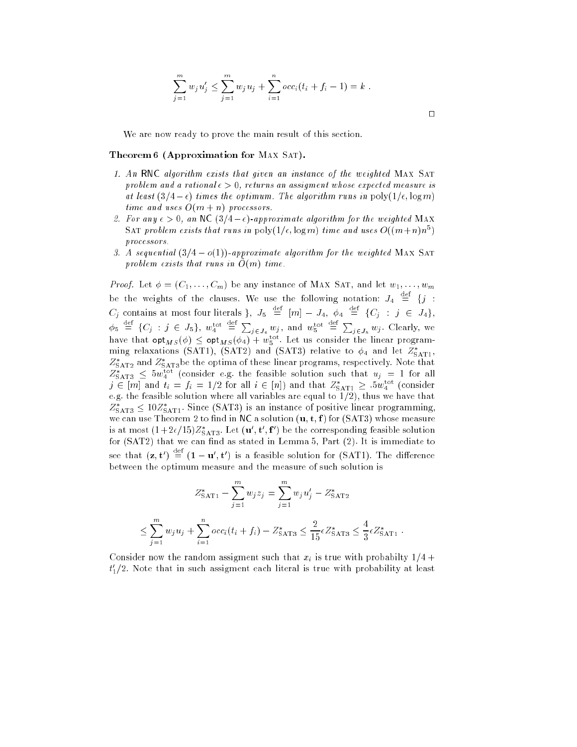$$\sum_{j=1}^{m} w_j u'_j \leq \sum_{j=1}^{m} w_j u_j + \sum_{i=1}^{n} occ_i(t_i + f_i - 1) = k \ .$$

□

We are now ready to prove the main result of this section.

**Theorem 6 (Approximation for Max Sat).**

1. *An* RNC *algorithm exists that given an instance of the weighted* Max Sat *problem and a rational* $\epsilon > 0$, *returns an assigment whose expected measure is at least* $(3/4 - \epsilon)$ *times the optimum. The algorithm runs in* $\text{poly}(1/\epsilon, \log m)$ *time and uses* $O(m + n)$ *processors.*
2. *For any* $\epsilon > 0$, *an* NC $(3/4 - \epsilon)$*-approximate algorithm for the weighted* Max Sat *problem exists that runs in* $\text{poly}(1/\epsilon, \log m)$ *time and uses* $O((m+n)n^5)$ *processors.*
3. *A sequential* $(3/4 - o(1))$*-approximate algorithm for the weighted* Max Sat *problem exists that runs in* $\tilde{O}(m)$ *time.*

*Proof.* Let $\phi = (C_1, \ldots, C_m)$ be any instance of Max Sat, and let $w_1, \ldots, w_m$ be the weights of the clauses. We use the following notation: $J_4 \stackrel{\text{def}}{=} \{j : C_j \text{ contains at most four literals }\}$, $J_5 \stackrel{\text{def}}{=} [m] - J_4$, $\phi_4 \stackrel{\text{def}}{=} \{C_j : j \in J_4\}$, $\phi_5 \stackrel{\text{def}}{=} \{C_j : j \in J_5\}$, $w_4^{\text{tot}} \stackrel{\text{def}}{=} \sum_{j \in J_4} w_j$, and $w_5^{\text{tot}} \stackrel{\text{def}}{=} \sum_{j \in J_5} w_j$. Clearly, we have that $\mathsf{opt}_{MS}(\phi) \leq \mathsf{opt}_{MS}(\phi_4) + w_5^{\text{tot}}$. Let us consider the linear programming relaxations (SAT1), (SAT2) and (SAT3) relative to $\phi_4$ and let $Z^*_{\text{SAT1}}$, $Z^*_{\text{SAT2}}$ and $Z^*_{\text{SAT3}}$be the optima of these linear programs, respectively. Note that $Z^*_{\text{SAT3}} \leq 5w_4^{\text{tot}}$ (consider e.g. the feasible solution such that $u_j = 1$ for all $j \in [m]$ and $t_i = f_i = 1/2$ for all $i \in [n]$) and that $Z^*_{\text{SAT1}} \geq .5w_4^{\text{tot}}$ (consider e.g. the feasible solution where all variables are equal to $1/2$), thus we have that $Z^*_{\text{SAT3}} \leq 10 Z^*_{\text{SAT1}}$. Since (SAT3) is an instance of positive linear programming, we can use Theorem 2 to find in NC a solution $(\mathbf{u}, \mathbf{t}, \mathbf{f})$ for (SAT3) whose measure is at most $(1 + 2\epsilon/15)Z^*_{\text{SAT3}}$. Let $(\mathbf{u}', \mathbf{t}', \mathbf{f}')$ be the corresponding feasible solution for (SAT2) that we can find as stated in Lemma 5, Part (2). It is immediate to see that $(\mathbf{z}, \mathbf{t}') \stackrel{\text{def}}{=} (\mathbf{1} - \mathbf{u}', \mathbf{t}')$ is a feasible solution for (SAT1). The difference between the optimum measure and the measure of such solution is

$$Z^*_{\text{SAT1}} - \sum_{j=1}^{m} w_j z_j = \sum_{j=1}^{m} w_j u'_j - Z^*_{\text{SAT2}}$$

$$\leq \sum_{j=1}^{m} w_j u_j + \sum_{i=1}^{n} occ_i(t_i + f_i) - Z^*_{\text{SAT3}} \leq \frac{2}{15}\epsilon Z^*_{\text{SAT3}} \leq \frac{4}{3}\epsilon Z^*_{\text{SAT1}} \ .$$

Consider now the random assigment such that $x_i$ is true with probabilty $1/4 + t'_1/2$. Note that in such assigment each literal is true with probability at least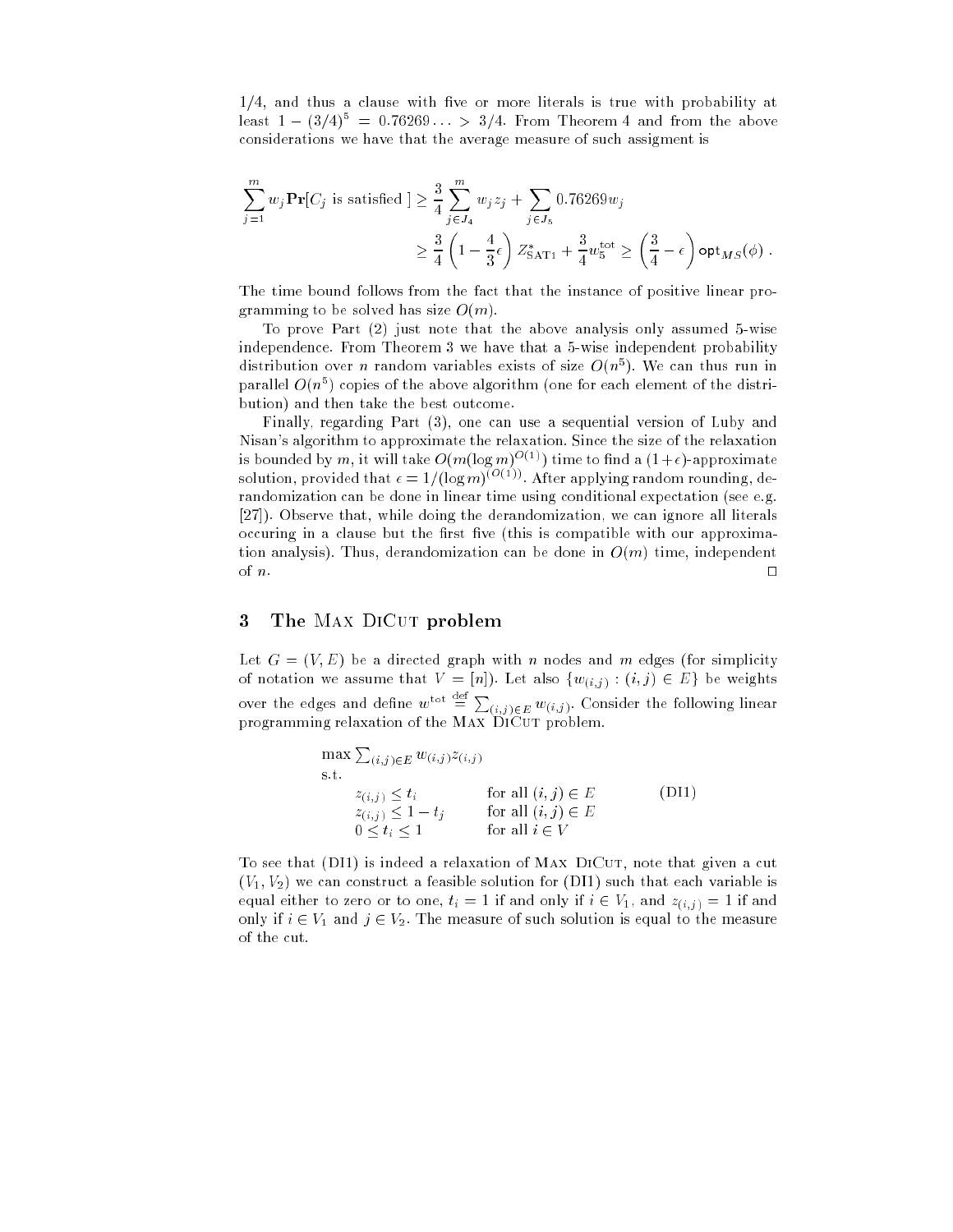1/4, and thus a clause with five or more literals is true with probability at least $1 - (3/4)^5 = 0.76269\ldots > 3/4$. From Theorem 4 and from the above considerations we have that the average measure of such assigment is

$$\sum_{j=1}^{m} w_j \mathbf{Pr}[C_j \text{ is satisfied }] \geq \frac{3}{4}\sum_{j \in J_4}^{m} w_j z_j + \sum_{j \in J_5} 0.76269 w_j$$
$$\geq \frac{3}{4}\left(1 - \frac{4}{3}\epsilon\right) Z^*_{\text{SAT1}} + \frac{3}{4} w_5^{\text{tot}} \geq \left(\frac{3}{4} - \epsilon\right) \mathsf{opt}_{MS}(\phi) \; .$$

The time bound follows from the fact that the instance of positive linear programming to be solved has size $O(m)$.

To prove Part (2) just note that the above analysis only assumed 5-wise independence. From Theorem 3 we have that a 5-wise independent probability distribution over $n$ random variables exists of size $O(n^5)$. We can thus run in parallel $O(n^5)$ copies of the above algorithm (one for each element of the distribution) and then take the best outcome.

Finally, regarding Part (3), one can use a sequential version of Luby and Nisan's algorithm to approximate the relaxation. Since the size of the relaxation is bounded by $m$, it will take $O(m(\log m)^{O(1)})$ time to find a $(1+\epsilon)$-approximate solution, provided that $\epsilon = 1/(\log m)^{(O(1))}$. After applying random rounding, derandomization can be done in linear time using conditional expectation (see e.g. [27]). Observe that, while doing the derandomization, we can ignore all literals occuring in a clause but the first five (this is compatible with our approximation analysis). Thus, derandomization can be done in $O(m)$ time, independent of $n$. $\square$

## 3 The Max DiCut problem

Let $G = (V, E)$ be a directed graph with $n$ nodes and $m$ edges (for simplicity of notation we assume that $V = [n]$). Let also $\{w_{(i,j)} : (i,j) \in E\}$ be weights over the edges and define $w^{\text{tot}} \stackrel{\text{def}}{=} \sum_{(i,j)\in E} w_{(i,j)}$. Consider the following linear programming relaxation of the Max DiCut problem.

$$\begin{array}{lll}
\max \sum_{(i,j)\in E} w_{(i,j)} z_{(i,j)} & & \\
\text{s.t.} & & \\
\quad z_{(i,j)} \leq t_i & \text{for all } (i,j) \in E & \quad \text{(DI1)} \\
\quad z_{(i,j)} \leq 1 - t_j & \text{for all } (i,j) \in E & \\
\quad 0 \leq t_i \leq 1 & \text{for all } i \in V &
\end{array}$$

To see that (DI1) is indeed a relaxation of Max DiCut, note that given a cut $(V_1, V_2)$ we can construct a feasible solution for (DI1) such that each variable is equal either to zero or to one, $t_i = 1$ if and only if $i \in V_1$, and $z_{(i,j)} = 1$ if and only if $i \in V_1$ and $j \in V_2$. The measure of such solution is equal to the measure of the cut.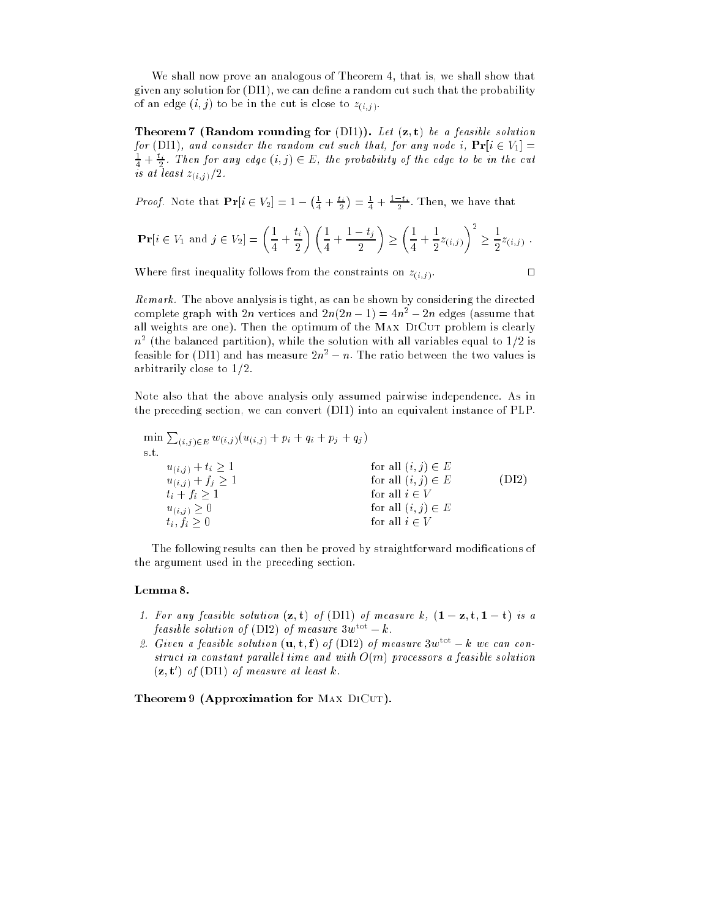We shall now prove an analogous of Theorem 4, that is, we shall show that given any solution for (DI1), we can define a random cut such that the probability of an edge $(i,j)$ to be in the cut is close to $z_{(i,j)}$.

**Theorem 7 (Random rounding for** (DI1)**).** *Let $(\mathbf{z}, \mathbf{t})$ be a feasible solution for* (DI1)*, and consider the random cut such that, for any node $i$, $\mathbf{Pr}[i \in V_1] = \frac{1}{4} + \frac{t_i}{2}$. Then for any edge $(i,j) \in E$, the probability of the edge to be in the cut is at least $z_{(i,j)}/2$.*

*Proof.* Note that $\mathbf{Pr}[i \in V_2] = 1 - \left(\frac{1}{4} + \frac{t_i}{2}\right) = \frac{1}{4} + \frac{1-t_i}{2}$. Then, we have that

$$\mathbf{Pr}[i \in V_1 \text{ and } j \in V_2] = \left(\frac{1}{4} + \frac{t_i}{2}\right)\left(\frac{1}{4} + \frac{1-t_j}{2}\right) \geq \left(\frac{1}{4} + \frac{1}{2}z_{(i,j)}\right)^2 \geq \frac{1}{2}z_{(i,j)} \ .$$

Where first inequality follows from the constraints on $z_{(i,j)}$. □

*Remark.* The above analysis is tight, as can be shown by considering the directed complete graph with $2n$ vertices and $2n(2n-1) = 4n^2 - 2n$ edges (assume that all weights are one). Then the optimum of the Max DiCut problem is clearly $n^2$ (the balanced partition), while the solution with all variables equal to $1/2$ is feasible for (DI1) and has measure $2n^2 - n$. The ratio between the two values is arbitrarily close to $1/2$.

Note also that the above analysis only assumed pairwise independence. As in the preceding section, we can convert (DI1) into an equivalent instance of PLP.

$$
\begin{array}{lll}
\min \sum_{(i,j)\in E} w_{(i,j)}(u_{(i,j)} + p_i + q_i + p_j + q_j) & & \\
\text{s.t.} & & \\
\quad u_{(i,j)} + t_i \geq 1 & \text{for all } (i,j) \in E & \\
\quad u_{(i,j)} + f_j \geq 1 & \text{for all } (i,j) \in E & \text{(DI2)} \\
\quad t_i + f_i \geq 1 & \text{for all } i \in V & \\
\quad u_{(i,j)} \geq 0 & \text{for all } (i,j) \in E & \\
\quad t_i, f_i \geq 0 & \text{for all } i \in V &
\end{array}
$$

The following results can then be proved by straightforward modifications of the argument used in the preceding section.

**Lemma 8.**

1. *For any feasible solution $(\mathbf{z}, \mathbf{t})$ of* (DI1) *of measure $k$, $(\mathbf{1} - \mathbf{z}, \mathbf{t}, \mathbf{1} - \mathbf{t})$ is a feasible solution of* (DI2) *of measure $3w^{\text{tot}} - k$.*
2. *Given a feasible solution $(\mathbf{u}, \mathbf{t}, \mathbf{f})$ of* (DI2) *of measure $3w^{\text{tot}} - k$ we can construct in constant parallel time and with $O(m)$ processors a feasible solution $(\mathbf{z}, \mathbf{t}')$ of* (DI1) *of measure at least $k$.*

**Theorem 9 (Approximation for Max DiCut).**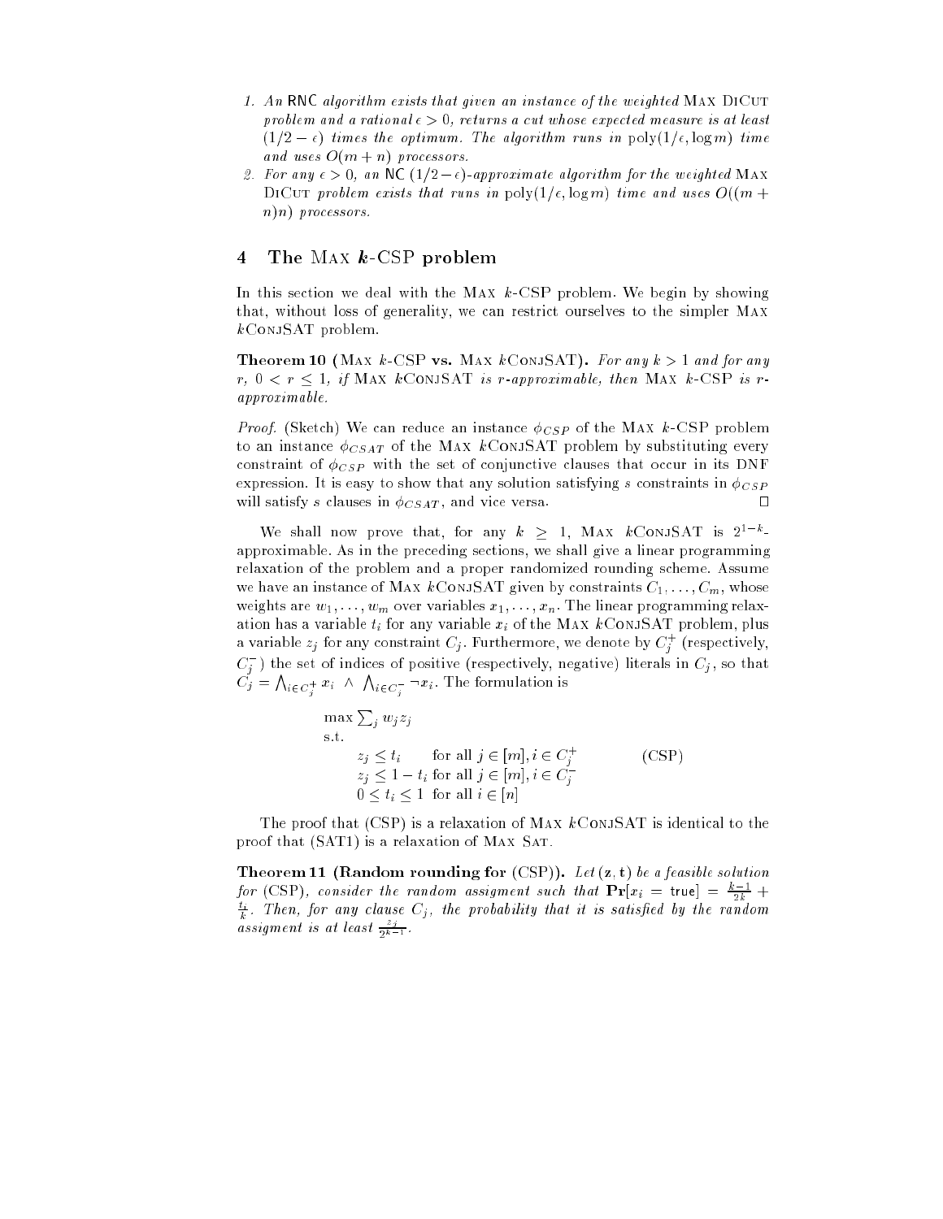1. *An* RNC *algorithm exists that given an instance of the weighted* Max DiCut *problem and a rational* $\epsilon > 0$*, returns a cut whose expected measure is at least* $(1/2 - \epsilon)$ *times the optimum. The algorithm runs in* $\text{poly}(1/\epsilon, \log m)$ *time and uses* $O(m + n)$ *processors.*
2. *For any* $\epsilon > 0$*, an* NC $(1/2 - \epsilon)$*-approximate algorithm for the weighted* Max DiCut *problem exists that runs in* $\text{poly}(1/\epsilon, \log m)$ *time and uses* $O((m + n)n)$ *processors.*

## 4 The Max $k$-CSP problem

In this section we deal with the Max $k$-CSP problem. We begin by showing that, without loss of generality, we can restrict ourselves to the simpler Max $k$ConjSAT problem.

**Theorem 10 (Max $k$-CSP vs. Max $k$ConjSAT).** *For any* $k > 1$ *and for any* $r$*,* $0 < r \leq 1$*, if* Max $k$ConjSAT *is* $r$*-approximable, then* Max $k$-CSP *is* $r$*-approximable.*

*Proof.* (Sketch) We can reduce an instance $\phi_{CSP}$ of the Max $k$-CSP problem to an instance $\phi_{CSAT}$ of the Max $k$ConjSAT problem by substituting every constraint of $\phi_{CSP}$ with the set of conjunctive clauses that occur in its DNF expression. It is easy to show that any solution satisfying $s$ constraints in $\phi_{CSP}$ will satisfy $s$ clauses in $\phi_{CSAT}$, and vice versa. □

We shall now prove that, for any $k \geq 1$, Max $k$ConjSAT is $2^{1-k}$-approximable. As in the preceding sections, we shall give a linear programming relaxation of the problem and a proper randomized rounding scheme. Assume we have an instance of Max $k$ConjSAT given by constraints $C_1, \ldots, C_m$, whose weights are $w_1, \ldots, w_m$ over variables $x_1, \ldots, x_n$. The linear programming relaxation has a variable $t_i$ for any variable $x_i$ of the Max $k$ConjSAT problem, plus a variable $z_j$ for any constraint $C_j$. Furthermore, we denote by $C_j^+$ (respectively, $C_j^-$) the set of indices of positive (respectively, negative) literals in $C_j$, so that $C_j = \bigwedge_{i \in C_j^+} x_i \;\wedge\; \bigwedge_{i \in C_j^-} \neg x_i$. The formulation is

$$
\begin{array}{ll}
\max \sum_j w_j z_j & \\
\text{s.t.} & \\
\quad z_j \leq t_i \quad\;\; \text{for all } j \in [m], i \in C_j^+ & \\
\quad z_j \leq 1 - t_i \text{ for all } j \in [m], i \in C_j^- & \qquad \text{(CSP)} \\
\quad 0 \leq t_i \leq 1 \;\text{ for all } i \in [n] &
\end{array}
$$

The proof that (CSP) is a relaxation of Max $k$ConjSAT is identical to the proof that (SAT1) is a relaxation of Max Sat.

**Theorem 11 (Random rounding for (CSP)).** *Let* $(\mathbf{z}, \mathbf{t})$ *be a feasible solution for* (CSP)*, consider the random assigment such that* $\mathbf{Pr}[x_i = \mathsf{true}] = \frac{k-1}{2k} + \frac{t_i}{k}$*. Then, for any clause* $C_j$*, the probability that it is satisfied by the random assigment is at least* $\frac{z_j}{2^{k-1}}$*.*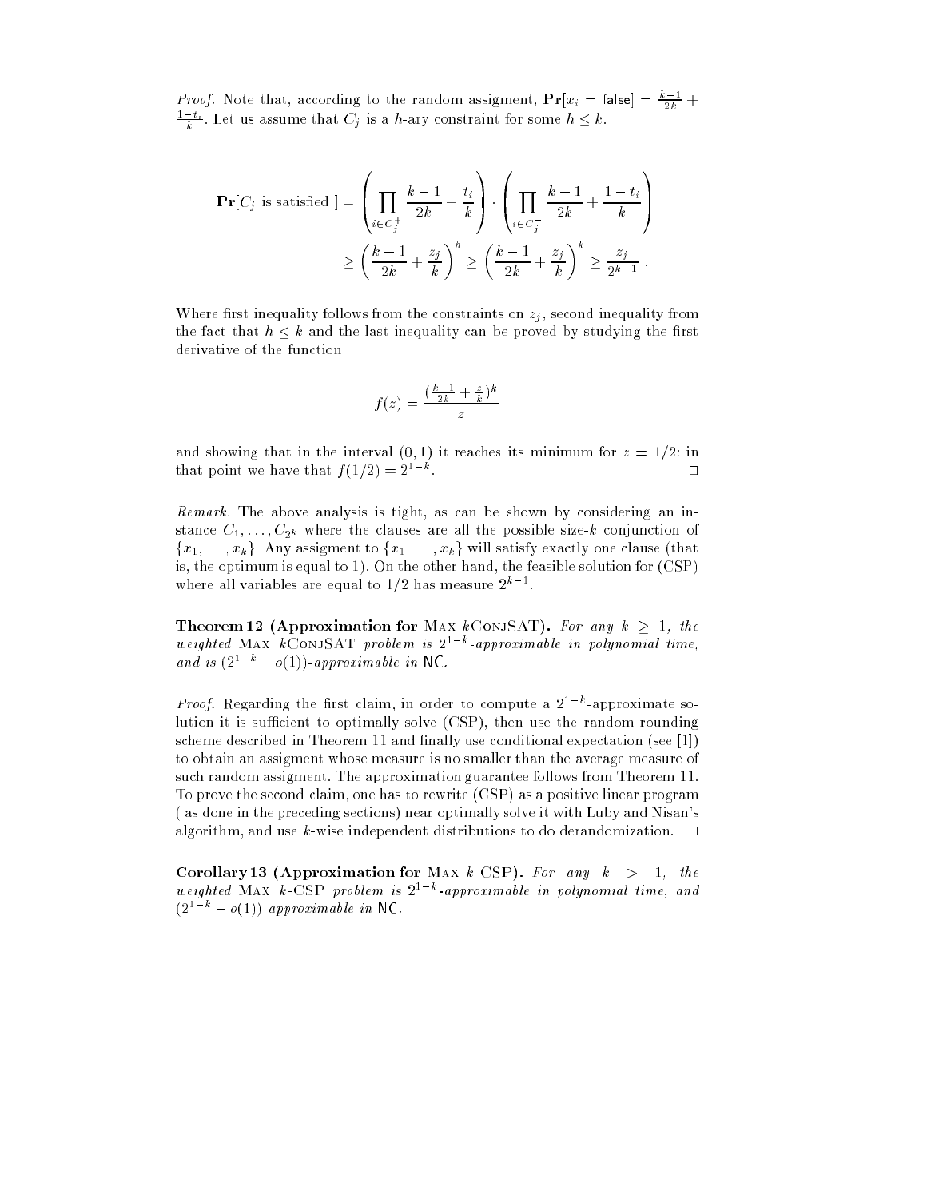*Proof.* Note that, according to the random assigment, $\mathbf{Pr}[x_i = \mathsf{false}] = \frac{k-1}{2k} + \frac{1-t_i}{k}$. Let us assume that $C_j$ is a $h$-ary constraint for some $h \leq k$.

$$\mathbf{Pr}[C_j \text{ is satisfied }] = \left( \prod_{i \in C_j^+} \frac{k-1}{2k} + \frac{t_i}{k} \right) \cdot \left( \prod_{i \in C_j^-} \frac{k-1}{2k} + \frac{1-t_i}{k} \right)$$
$$\geq \left( \frac{k-1}{2k} + \frac{z_j}{k} \right)^h \geq \left( \frac{k-1}{2k} + \frac{z_j}{k} \right)^k \geq \frac{z_j}{2^{k-1}} .$$

Where first inequality follows from the constraints on $z_j$, second inequality from the fact that $h \leq k$ and the last inequality can be proved by studying the first derivative of the function

$$f(z) = \frac{(\frac{k-1}{2k} + \frac{z}{k})^k}{z}$$

and showing that in the interval $(0, 1)$ it reaches its minimum for $z = 1/2$: in that point we have that $f(1/2) = 2^{1-k}$. □

*Remark.* The above analysis is tight, as can be shown by considering an instance $C_1, \ldots, C_{2^k}$ where the clauses are all the possible size-$k$ conjunction of $\{x_1, \ldots, x_k\}$. Any assigment to $\{x_1, \ldots, x_k\}$ will satisfy exactly one clause (that is, the optimum is equal to 1). On the other hand, the feasible solution for (CSP) where all variables are equal to $1/2$ has measure $2^{k-1}$.

**Theorem 12 (Approximation for Max $k$ConjSAT).** *For any $k \geq 1$, the weighted Max $k$ConjSAT problem is $2^{1-k}$-approximable in polynomial time, and is $(2^{1-k} - o(1))$-approximable in* NC.

*Proof.* Regarding the first claim, in order to compute a $2^{1-k}$-approximate solution it is sufficient to optimally solve (CSP), then use the random rounding scheme described in Theorem 11 and finally use conditional expectation (see [1]) to obtain an assigment whose measure is no smaller than the average measure of such random assigment. The approximation guarantee follows from Theorem 11. To prove the second claim, one has to rewrite (CSP) as a positive linear program ( as done in the preceding sections) near optimally solve it with Luby and Nisan's algorithm, and use $k$-wise independent distributions to do derandomization. □

**Corollary 13 (Approximation for Max $k$-CSP).** *For any $k > 1$, the weighted Max $k$-CSP problem is $2^{1-k}$-approximable in polynomial time, and $(2^{1-k} - o(1))$-approximable in* NC.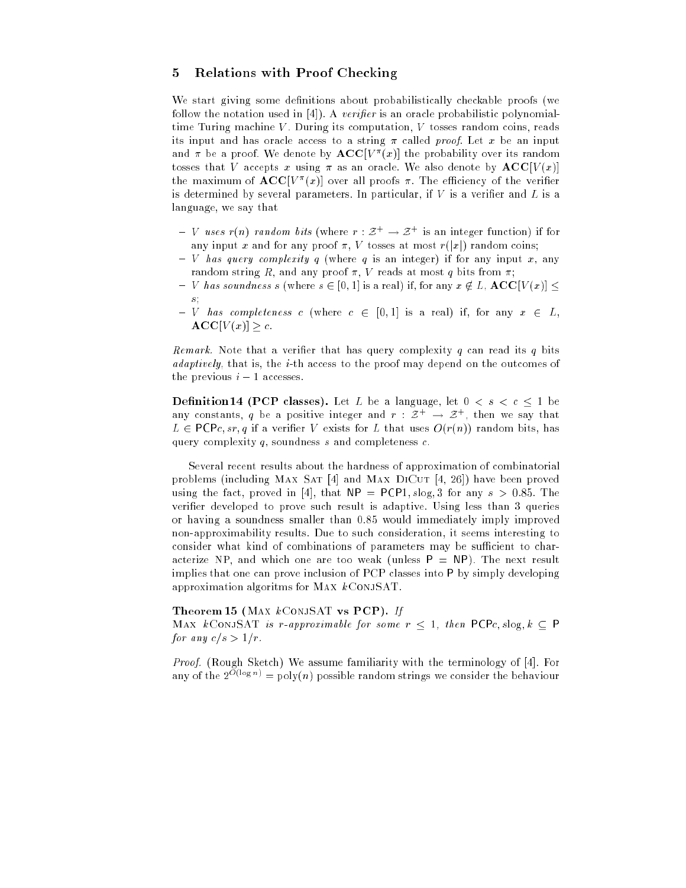## 5 Relations with Proof Checking

We start giving some definitions about probabilistically checkable proofs (we follow the notation used in [4]). A *verifier* is an oracle probabilistic polynomial-time Turing machine $V$. During its computation, $V$ tosses random coins, reads its input and has oracle access to a string $\pi$ called *proof*. Let $x$ be an input and $\pi$ be a proof. We denote by $\mathbf{ACC}[V^{\pi}(x)]$ the probability over its random tosses that $V$ accepts $x$ using $\pi$ as an oracle. We also denote by $\mathbf{ACC}[V(x)]$ the maximum of $\mathbf{ACC}[V^{\pi}(x)]$ over all proofs $\pi$. The efficiency of the verifier is determined by several parameters. In particular, if $V$ is a verifier and $L$ is a language, we say that

- $V$ *uses* $r(n)$ *random bits* (where $r : \mathcal{Z}^+ \to \mathcal{Z}^+$ is an integer function) if for any input $x$ and for any proof $\pi$, $V$ tosses at most $r(|x|)$ random coins;
- $V$ *has query complexity* $q$ (where $q$ is an integer) if for any input $x$, any random string $R$, and any proof $\pi$, $V$ reads at most $q$ bits from $\pi$;
- $V$ *has soundness* $s$ (where $s \in [0, 1]$ is a real) if, for any $x \notin L$, $\mathbf{ACC}[V(x)] \leq s$;
- $V$ *has completeness* $c$ (where $c \in [0, 1]$ is a real) if, for any $x \in L$, $\mathbf{ACC}[V(x)] \geq c$.

*Remark.* Note that a verifier that has query complexity $q$ can read its $q$ bits *adaptively*, that is, the $i$-th access to the proof may depend on the outcomes of the previous $i - 1$ accesses.

**Definition 14 (PCP classes).** Let $L$ be a language, let $0 < s < c \leq 1$ be any constants, $q$ be a positive integer and $r : \mathcal{Z}^+ \to \mathcal{Z}^+$, then we say that $L \in \mathsf{PCP}c, sr, q$ if a verifier $V$ exists for $L$ that uses $O(r(n))$ random bits, has query complexity $q$, soundness $s$ and completeness $c$.

Several recent results about the hardness of approximation of combinatorial problems (including Max Sat [4] and Max DiCut [4, 26]) have been proved using the fact, proved in [4], that $\mathsf{NP} = \mathsf{PCP}1, s\log, 3$ for any $s > 0.85$. The verifier developed to prove such result is adaptive. Using less than 3 queries or having a soundness smaller than 0.85 would immediately imply improved non-approximability results. Due to such consideration, it seems interesting to consider what kind of combinations of parameters may be sufficient to characterize NP, and which one are too weak (unless $\mathsf{P} = \mathsf{NP}$). The next result implies that one can prove inclusion of PCP classes into $\mathsf{P}$ by simply developing approximation algoritms for Max $k$ConjSAT.

**Theorem 15 (Max $k$ConjSAT vs PCP).** *If Max $k$ConjSAT is $r$-approximable for some $r \leq 1$, then $\mathsf{PCP}c, s\log, k \subseteq \mathsf{P}$ for any $c/s > 1/r$.*

*Proof.* (Rough Sketch) We assume familiarity with the terminology of [4]. For any of the $2^{O(\log n)} = \text{poly}(n)$ possible random strings we consider the behaviour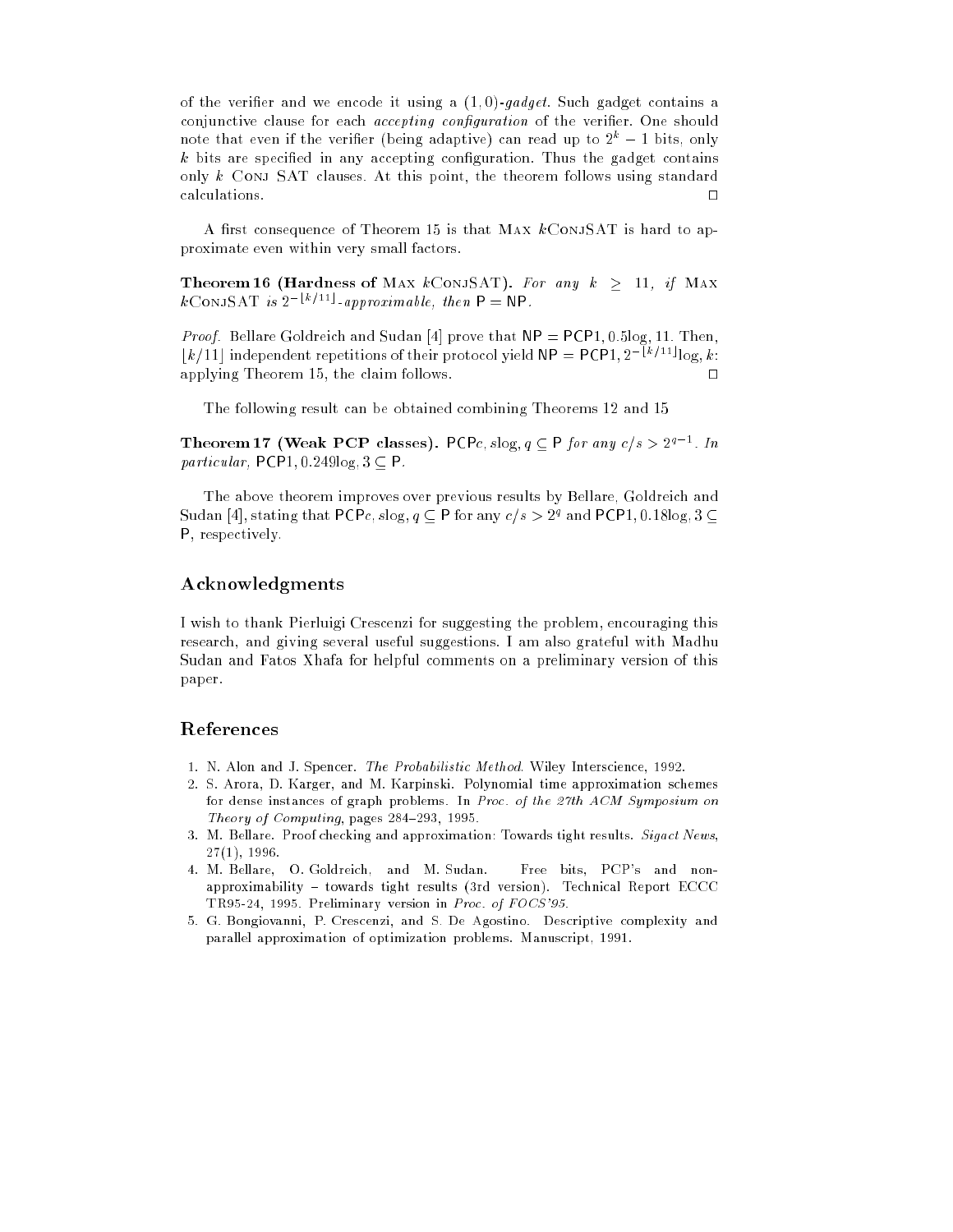of the verifier and we encode it using a $(1,0)$-*gadget*. Such gadget contains a conjunctive clause for each *accepting configuration* of the verifier. One should note that even if the verifier (being adaptive) can read up to $2^k - 1$ bits, only $k$ bits are specified in any accepting configuration. Thus the gadget contains only $k$ Conj SAT clauses. At this point, the theorem follows using standard calculations. □

A first consequence of Theorem 15 is that Max $k$ConjSAT is hard to approximate even within very small factors.

**Theorem 16 (Hardness of Max $k$ConjSAT).** *For any $k \geq 11$, if Max $k$ConjSAT is $2^{-\lfloor k/11 \rfloor}$-approximable, then $\mathsf{P} = \mathsf{NP}$.*

*Proof.* Bellare Goldreich and Sudan [4] prove that $\mathsf{NP} = \mathsf{PCP}1, 0.5\log, 11$. Then, $\lfloor k/11 \rfloor$ independent repetitions of their protocol yield $\mathsf{NP} = \mathsf{PCP}1, 2^{-\lfloor k/11 \rfloor}\log, k$: applying Theorem 15, the claim follows. □

The following result can be obtained combining Theorems 12 and 15

**Theorem 17 (Weak PCP classes).** $\mathsf{PCP}c, s\log, q \subseteq \mathsf{P}$ *for any $c/s > 2^{q-1}$. In particular,* $\mathsf{PCP}1, 0.249\log, 3 \subseteq \mathsf{P}$.

The above theorem improves over previous results by Bellare, Goldreich and Sudan [4], stating that $\mathsf{PCP}c, s\log, q \subseteq \mathsf{P}$ for any $c/s > 2^q$ and $\mathsf{PCP}1, 0.18\log, 3 \subseteq \mathsf{P}$, respectively.

## Acknowledgments

I wish to thank Pierluigi Crescenzi for suggesting the problem, encouraging this research, and giving several useful suggestions. I am also grateful with Madhu Sudan and Fatos Xhafa for helpful comments on a preliminary version of this paper.

## References

1. N. Alon and J. Spencer. *The Probabilistic Method*. Wiley Interscience, 1992.
2. S. Arora, D. Karger, and M. Karpinski. Polynomial time approximation schemes for dense instances of graph problems. In *Proc. of the 27th ACM Symposium on Theory of Computing*, pages 284–293, 1995.
3. M. Bellare. Proof checking and approximation: Towards tight results. *Sigact News*, 27(1), 1996.
4. M. Bellare, O. Goldreich, and M. Sudan. Free bits, PCP's and non-approximability – towards tight results (3rd version). Technical Report ECCC TR95-24, 1995. Preliminary version in *Proc. of FOCS'95*.
5. G. Bongiovanni, P. Crescenzi, and S. De Agostino. Descriptive complexity and parallel approximation of optimization problems. Manuscript, 1991.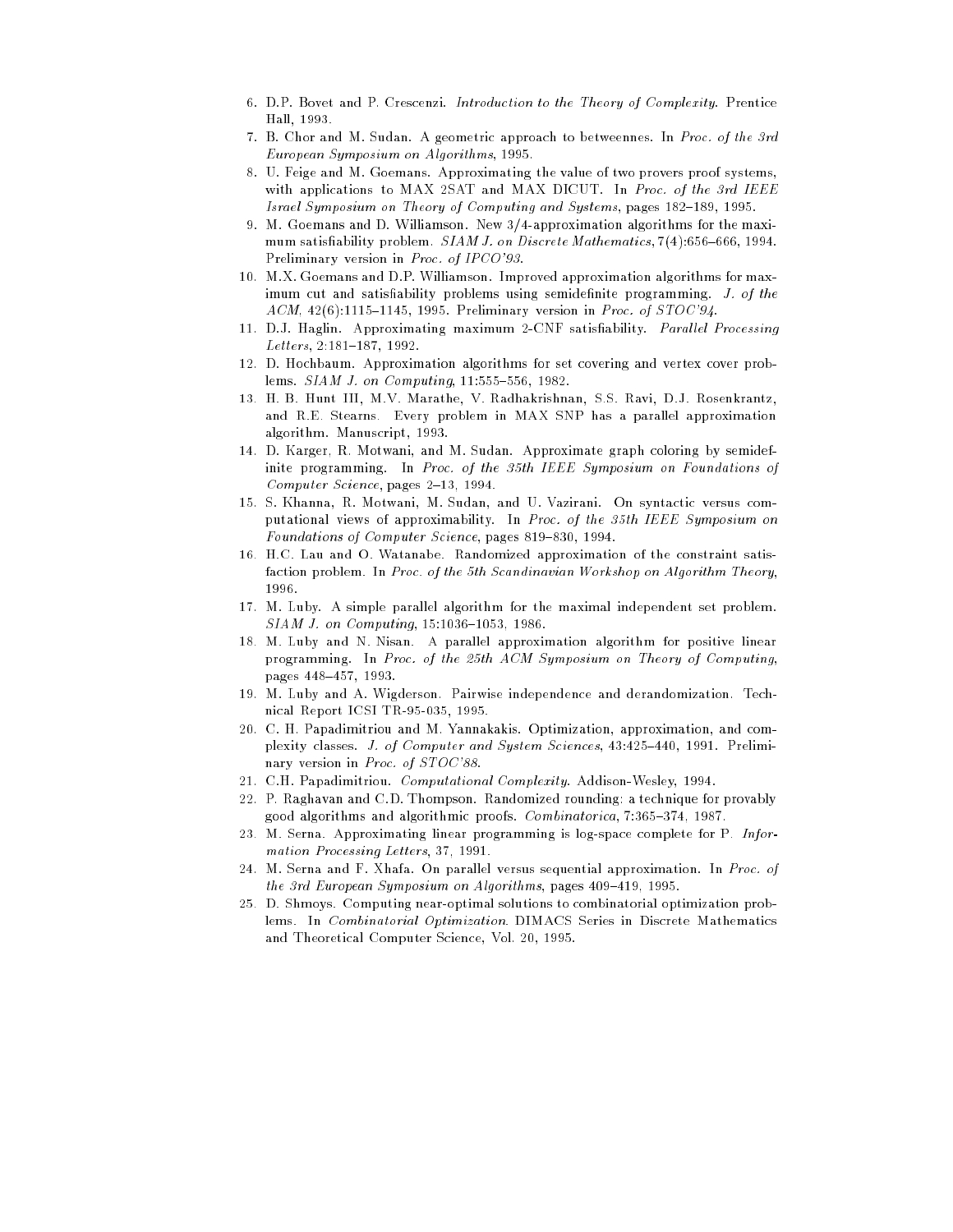6. D.P. Bovet and P. Crescenzi. *Introduction to the Theory of Complexity*. Prentice Hall, 1993.
7. B. Chor and M. Sudan. A geometric approach to betweennes. In *Proc. of the 3rd European Symposium on Algorithms*, 1995.
8. U. Feige and M. Goemans. Approximating the value of two provers proof systems, with applications to MAX 2SAT and MAX DICUT. In *Proc. of the 3rd IEEE Israel Symposium on Theory of Computing and Systems*, pages 182–189, 1995.
9. M. Goemans and D. Williamson. New 3/4-approximation algorithms for the maximum satisfiability problem. *SIAM J. on Discrete Mathematics*, 7(4):656–666, 1994. Preliminary version in *Proc. of IPCO'93*.
10. M.X. Goemans and D.P. Williamson. Improved approximation algorithms for maximum cut and satisfiability problems using semidefinite programming. *J. of the ACM*, 42(6):1115–1145, 1995. Preliminary version in *Proc. of STOC'94*.
11. D.J. Haglin. Approximating maximum 2-CNF satisfiability. *Parallel Processing Letters*, 2:181–187, 1992.
12. D. Hochbaum. Approximation algorithms for set covering and vertex cover problems. *SIAM J. on Computing*, 11:555–556, 1982.
13. H. B. Hunt III, M.V. Marathe, V. Radhakrishnan, S.S. Ravi, D.J. Rosenkrantz, and R.E. Stearns. Every problem in MAX SNP has a parallel approximation algorithm. Manuscript, 1993.
14. D. Karger, R. Motwani, and M. Sudan. Approximate graph coloring by semidefinite programming. In *Proc. of the 35th IEEE Symposium on Foundations of Computer Science*, pages 2–13, 1994.
15. S. Khanna, R. Motwani, M. Sudan, and U. Vazirani. On syntactic versus computational views of approximability. In *Proc. of the 35th IEEE Symposium on Foundations of Computer Science*, pages 819–830, 1994.
16. H.C. Lau and O. Watanabe. Randomized approximation of the constraint satisfaction problem. In *Proc. of the 5th Scandinavian Workshop on Algorithm Theory*, 1996.
17. M. Luby. A simple parallel algorithm for the maximal independent set problem. *SIAM J. on Computing*, 15:1036–1053, 1986.
18. M. Luby and N. Nisan. A parallel approximation algorithm for positive linear programming. In *Proc. of the 25th ACM Symposium on Theory of Computing*, pages 448–457, 1993.
19. M. Luby and A. Wigderson. Pairwise independence and derandomization. Technical Report ICSI TR-95-035, 1995.
20. C. H. Papadimitriou and M. Yannakakis. Optimization, approximation, and complexity classes. *J. of Computer and System Sciences*, 43:425–440, 1991. Preliminary version in *Proc. of STOC'88*.
21. C.H. Papadimitriou. *Computational Complexity*. Addison-Wesley, 1994.
22. P. Raghavan and C.D. Thompson. Randomized rounding: a technique for provably good algorithms and algorithmic proofs. *Combinatorica*, 7:365–374, 1987.
23. M. Serna. Approximating linear programming is log-space complete for P. *Information Processing Letters*, 37, 1991.
24. M. Serna and F. Xhafa. On parallel versus sequential approximation. In *Proc. of the 3rd European Symposium on Algorithms*, pages 409–419, 1995.
25. D. Shmoys. Computing near-optimal solutions to combinatorial optimization problems. In *Combinatorial Optimization*. DIMACS Series in Discrete Mathematics and Theoretical Computer Science, Vol. 20, 1995.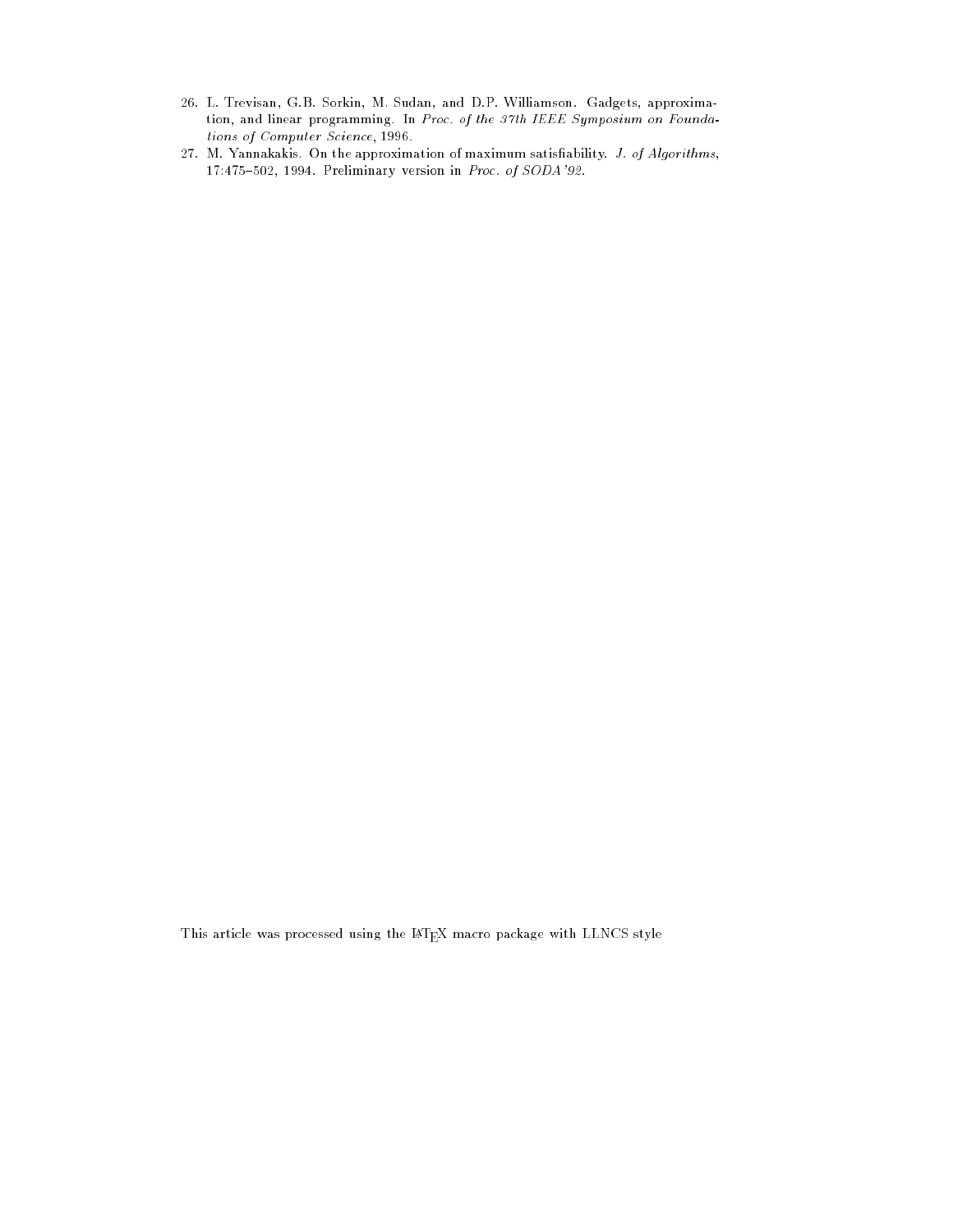26. L. Trevisan, G.B. Sorkin, M. Sudan, and D.P. Williamson. Gadgets, approximation, and linear programming. In *Proc. of the 37th IEEE Symposium on Foundations of Computer Science*, 1996.
27. M. Yannakakis. On the approximation of maximum satisfiability. *J. of Algorithms*, 17:475–502, 1994. Preliminary version in *Proc. of SODA'92*.

This article was processed using the LaTeX macro package with LLNCS style